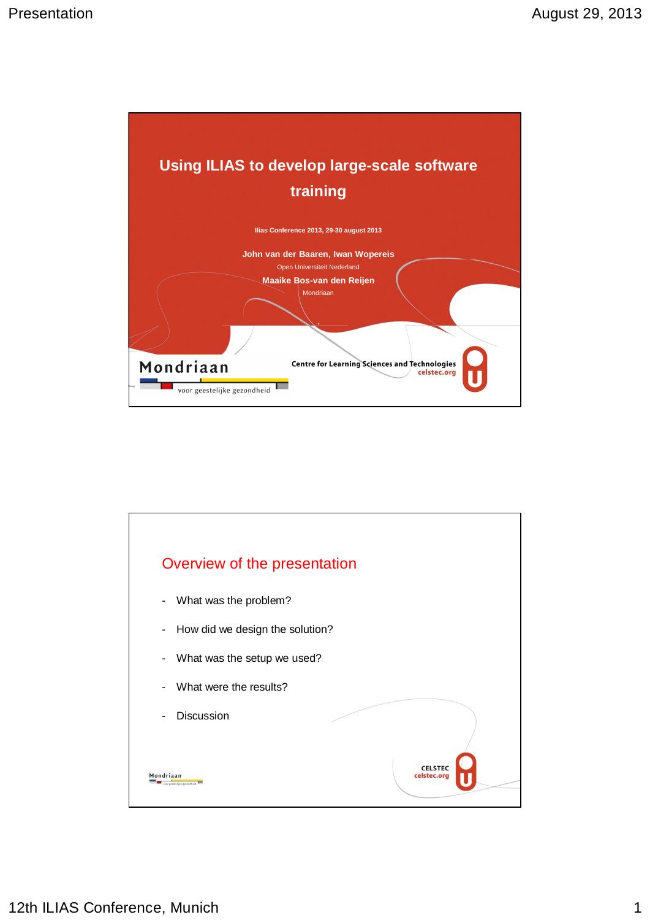# Using ILIAS to develop large-scale software training

Ilias Conference 2013, 29-30 august 2013

**John van der Baaren, Iwan Wopereis**

Open Universiteit Nederland

**Maaike Bos-van den Reijen**

Mondriaan

Mondriaan voor geestelijke gezondheid

Centre for Learning Sciences and Technologies
celstec.org

## Overview of the presentation

- What was the problem?
- How did we design the solution?
- What was the setup we used?
- What were the results?
- Discussion

Mondriaan voor geestelijke gezondheid

CELSTEC
celstec.org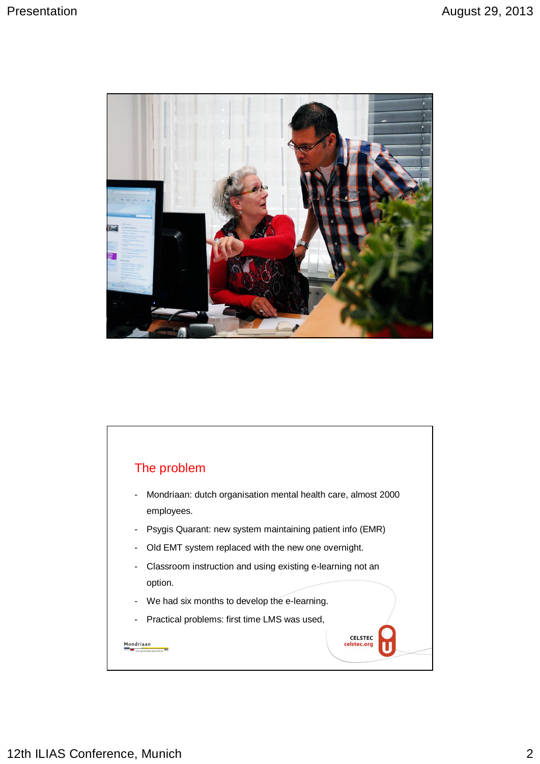## The problem

- Mondriaan: dutch organisation mental health care, almost 2000 employees.
- Psygis Quarant: new system maintaining patient info (EMR)
- Old EMT system replaced with the new one overnight.
- Classroom instruction and using existing e-learning not an option.
- We had six months to develop the e-learning.
- Practical problems: first time LMS was used,

Mondriaan

CELSTEC
celstec.org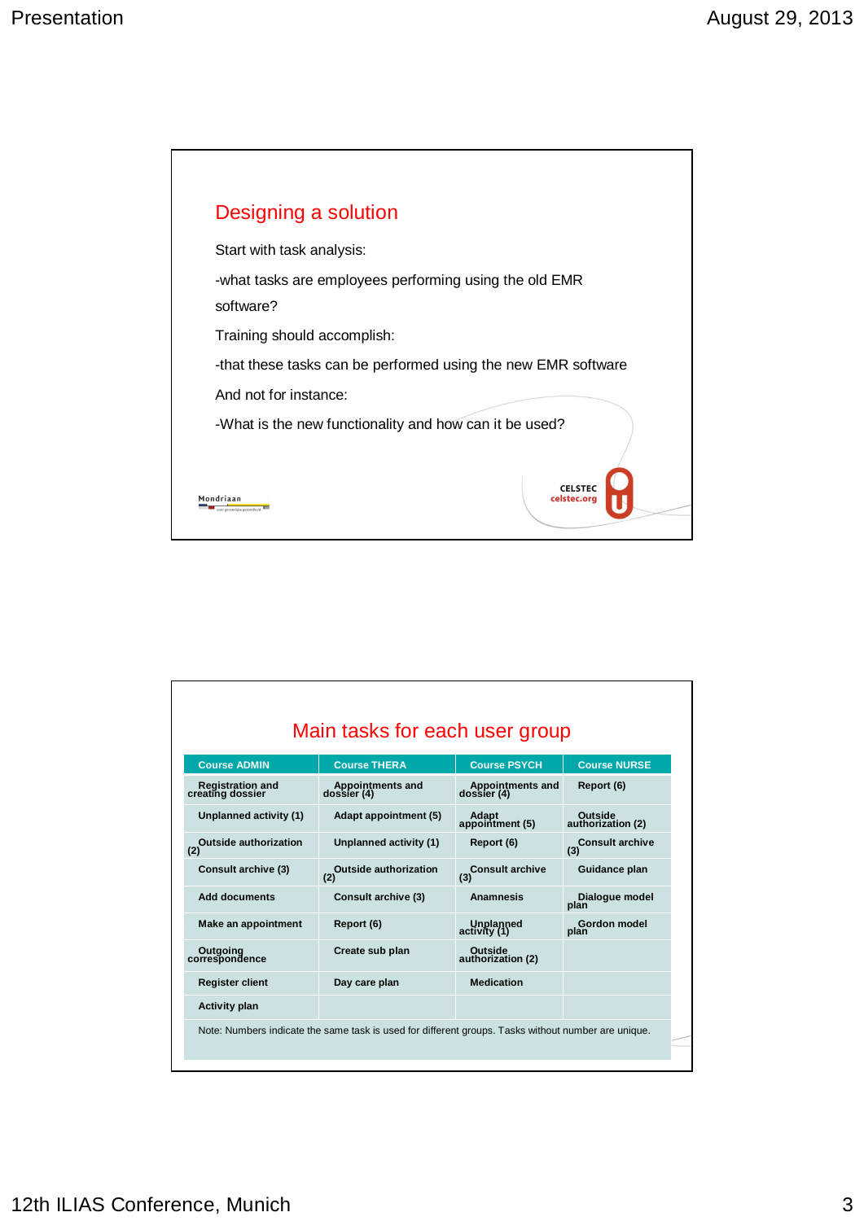## Designing a solution

Start with task analysis:

-what tasks are employees performing using the old EMR software?

Training should accomplish:

-that these tasks can be performed using the new EMR software

And not for instance:

-What is the new functionality and how can it be used?

Mondriaan

CELSTEC
celstec.org

## Main tasks for each user group

| Course ADMIN | Course THERA | Course PSYCH | Course NURSE |
|---|---|---|---|
| Registration and creating dossier | Appointments and dossier (4) | Appointments and dossier (4) | Report (6) |
| Unplanned activity (1) | Adapt appointment (5) | Adapt appointment (5) | Outside authorization (2) |
| Outside authorization (2) | Unplanned activity (1) | Report (6) | Consult archive (3) |
| Consult archive (3) | Outside authorization (2) | Consult archive (3) | Guidance plan |
| Add documents | Consult archive (3) | Anamnesis | Dialogue model plan |
| Make an appointment | Report (6) | Unplanned activity (1) | Gordon model plan |
| Outgoing correspondence | Create sub plan | Outside authorization (2) | |
| Register client | Day care plan | Medication | |
| Activity plan | | | |

Note: Numbers indicate the same task is used for different groups. Tasks without number are unique.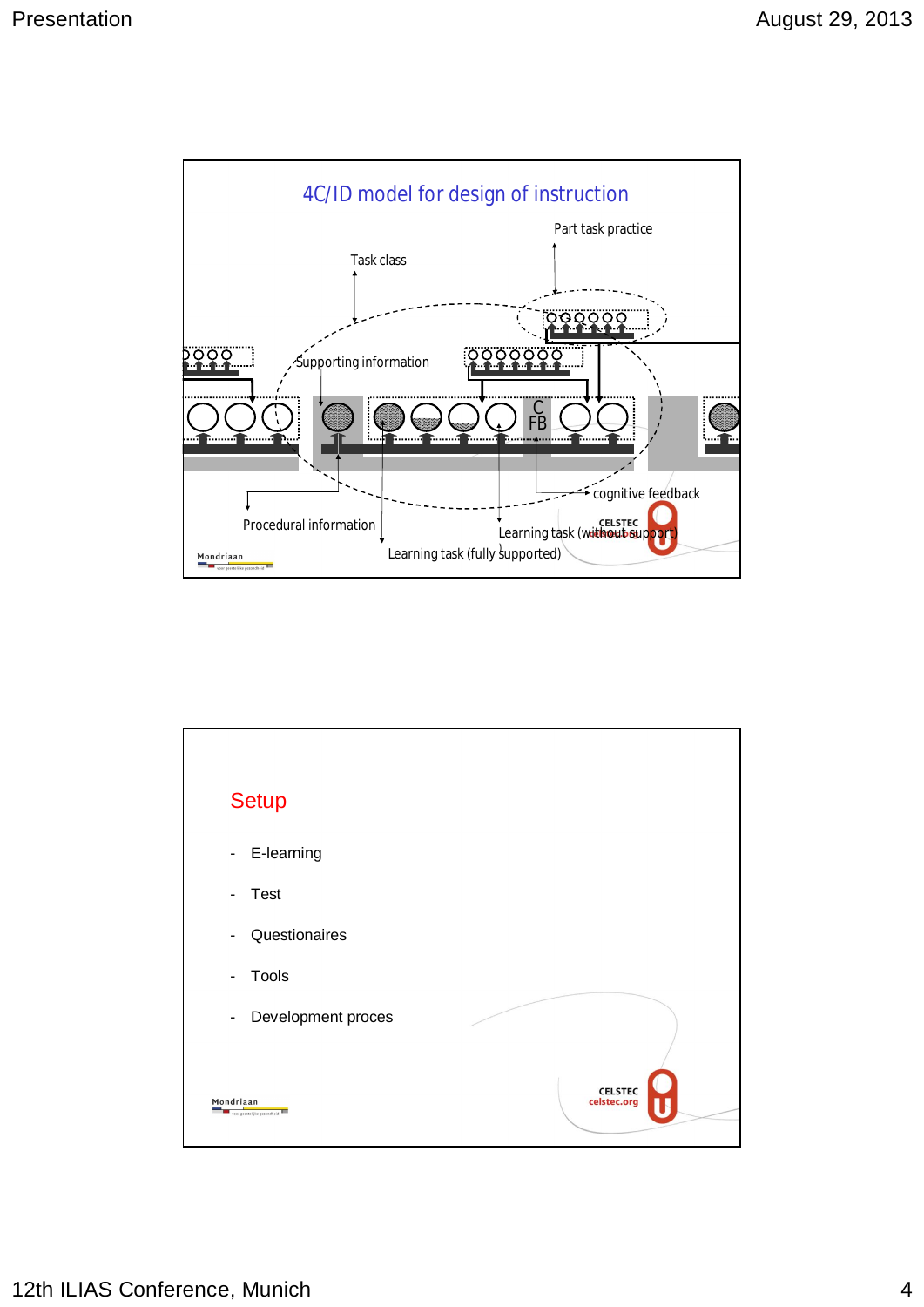## 4C/ID model for design of instruction

Part task practice

Task class

Supporting information

C FB

cognitive feedback

Procedural information

Learning task (without support)

Learning task (fully supported)

Mondriaan

CELSTEC celstec.org

## Setup

- E-learning
- Test
- Questionaires
- Tools
- Development proces

Mondriaan

CELSTEC celstec.org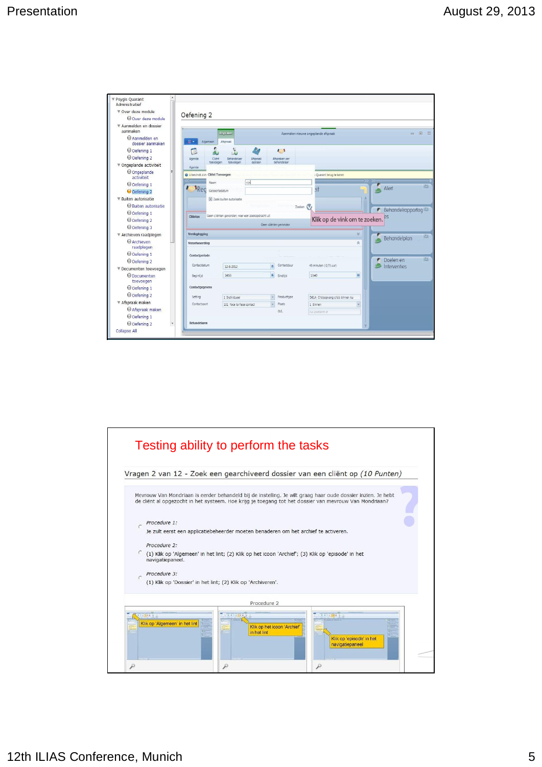Oefening 2

Klik op de vink om te zoeken.

Testing ability to perform the tasks

Vragen 2 van 12 - Zoek een gearchiveerd dossier van een cliënt op *(10 Punten)*

Mevrouw Van Mondriaan is eerder behandeld bij de instelling. Je wilt graag haar oude dossier inzien. Je hebt de cliënt al opgezocht in het systeem. Hoe krijg je toegang tot het dossier van mevrouw Van Mondriaan?

*Procedure 1:*
Je zult eerst een applicatiebeheerder moeten benaderen om het archief te activeren.

*Procedure 2:*
(1) Klik op 'Algemeen' in het lint; (2) Klik op het icoon 'Archief'; (3) Klik op 'episode' in het navigatiepaneel.

*Procedure 3:*
(1) Klik op 'Dossier' in het lint; (2) Klik op 'Archiveren'.

Procedure 2

Klik op 'Algemeen' in het lint

Klik op het icoon 'Archief' in het lint

Klik op 'episode' in het navigatiepaneel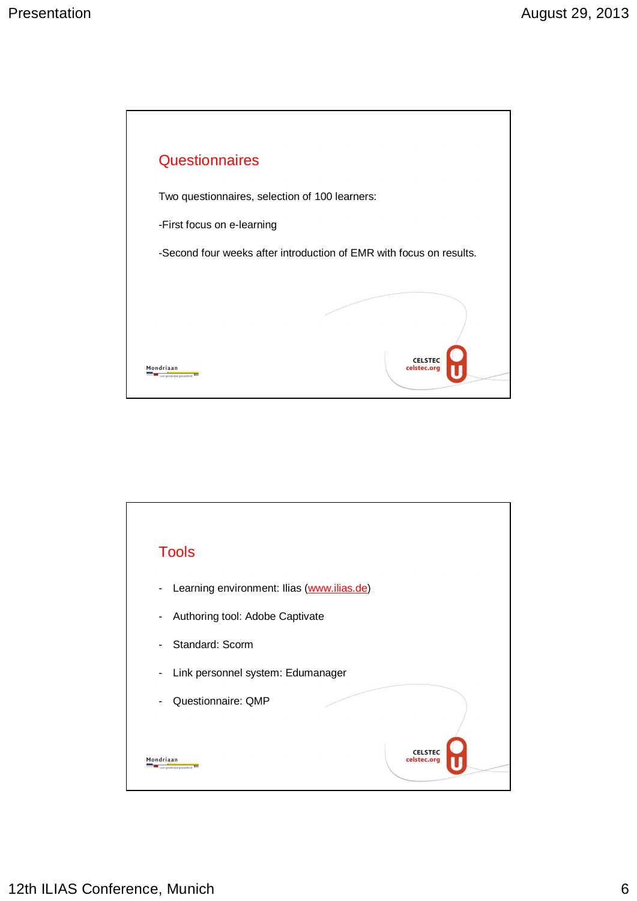## Questionnaires

Two questionnaires, selection of 100 learners:

-First focus on e-learning

-Second four weeks after introduction of EMR with focus on results.

## Tools

- Learning environment: Ilias (www.ilias.de)
- Authoring tool: Adobe Captivate
- Standard: Scorm
- Link personnel system: Edumanager
- Questionnaire: QMP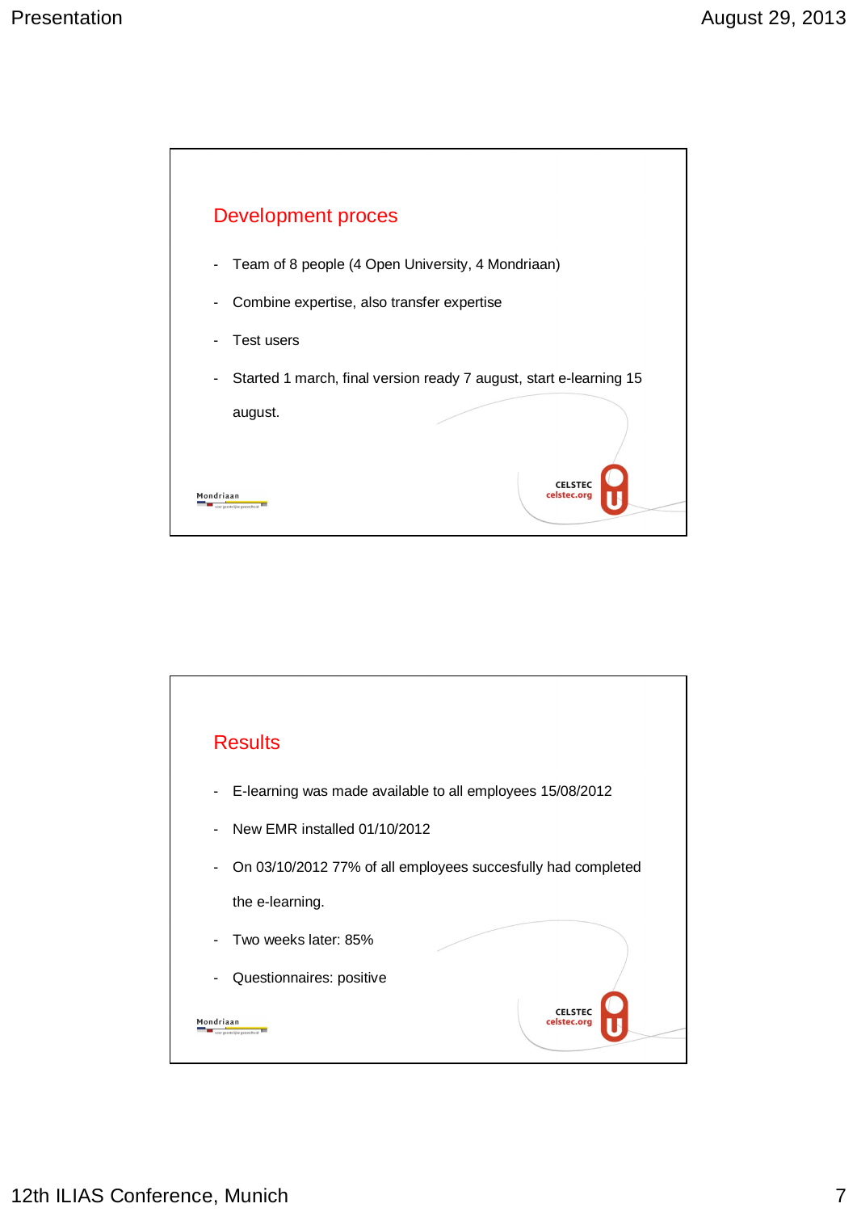## Development proces

- Team of 8 people (4 Open University, 4 Mondriaan)
- Combine expertise, also transfer expertise
- Test users
- Started 1 march, final version ready 7 august, start e-learning 15 august.

## Results

- E-learning was made available to all employees 15/08/2012
- New EMR installed 01/10/2012
- On 03/10/2012 77% of all employees succesfully had completed the e-learning.
- Two weeks later: 85%
- Questionnaires: positive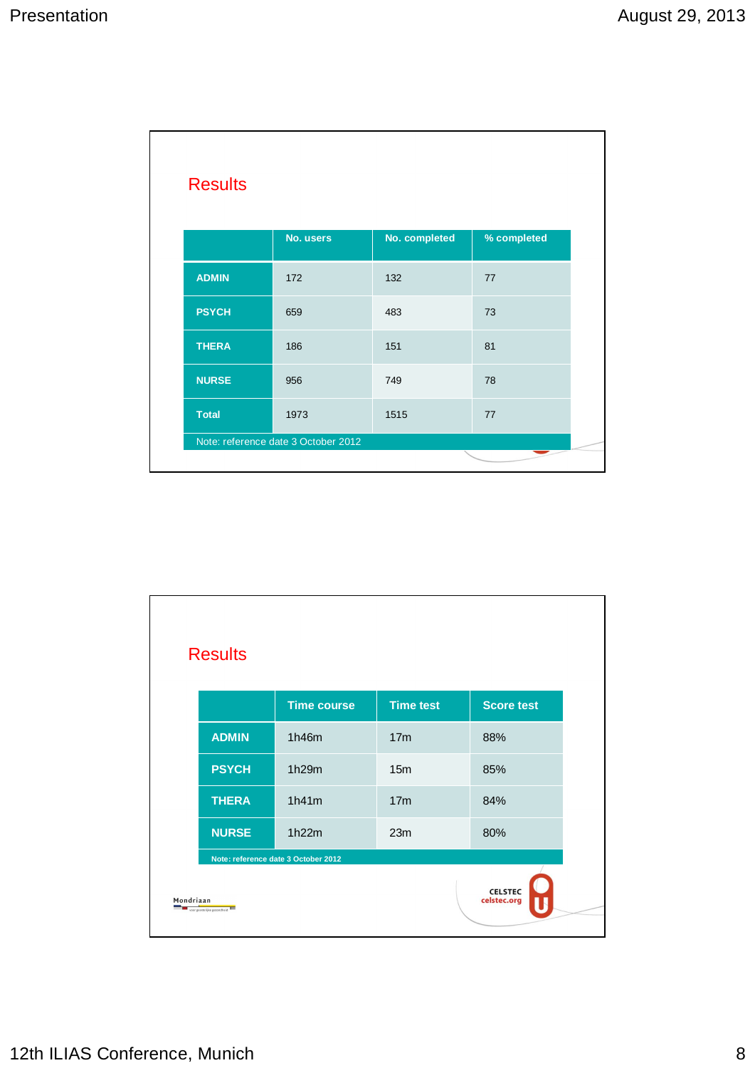## Results

| | No. users | No. completed | % completed |
|---|---|---|---|
| ADMIN | 172 | 132 | 77 |
| PSYCH | 659 | 483 | 73 |
| THERA | 186 | 151 | 81 |
| NURSE | 956 | 749 | 78 |
| Total | 1973 | 1515 | 77 |

Note: reference date 3 October 2012

## Results

| | Time course | Time test | Score test |
|---|---|---|---|
| ADMIN | 1h46m | 17m | 88% |
| PSYCH | 1h29m | 15m | 85% |
| THERA | 1h41m | 17m | 84% |
| NURSE | 1h22m | 23m | 80% |

Note: reference date 3 October 2012

Mondriaan

CELSTEC
celstec.org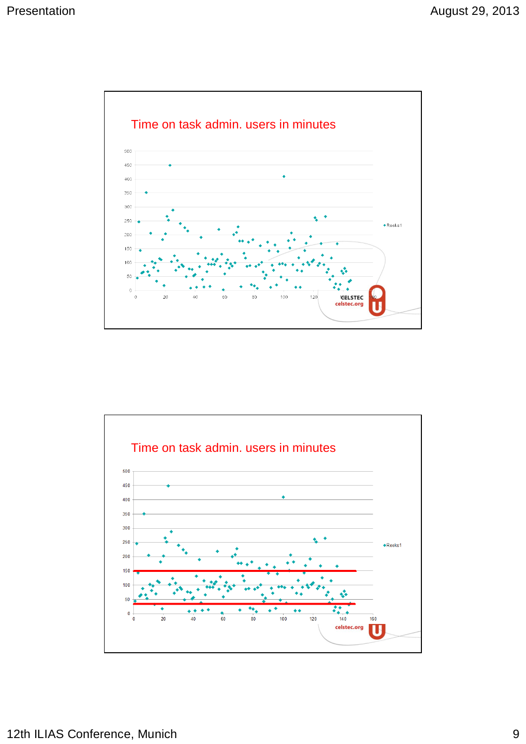## Time on task admin. users in minutes

Reeks1

CELSTEC
celstec.org

## Time on task admin. users in minutes

Reeks1

celstec.org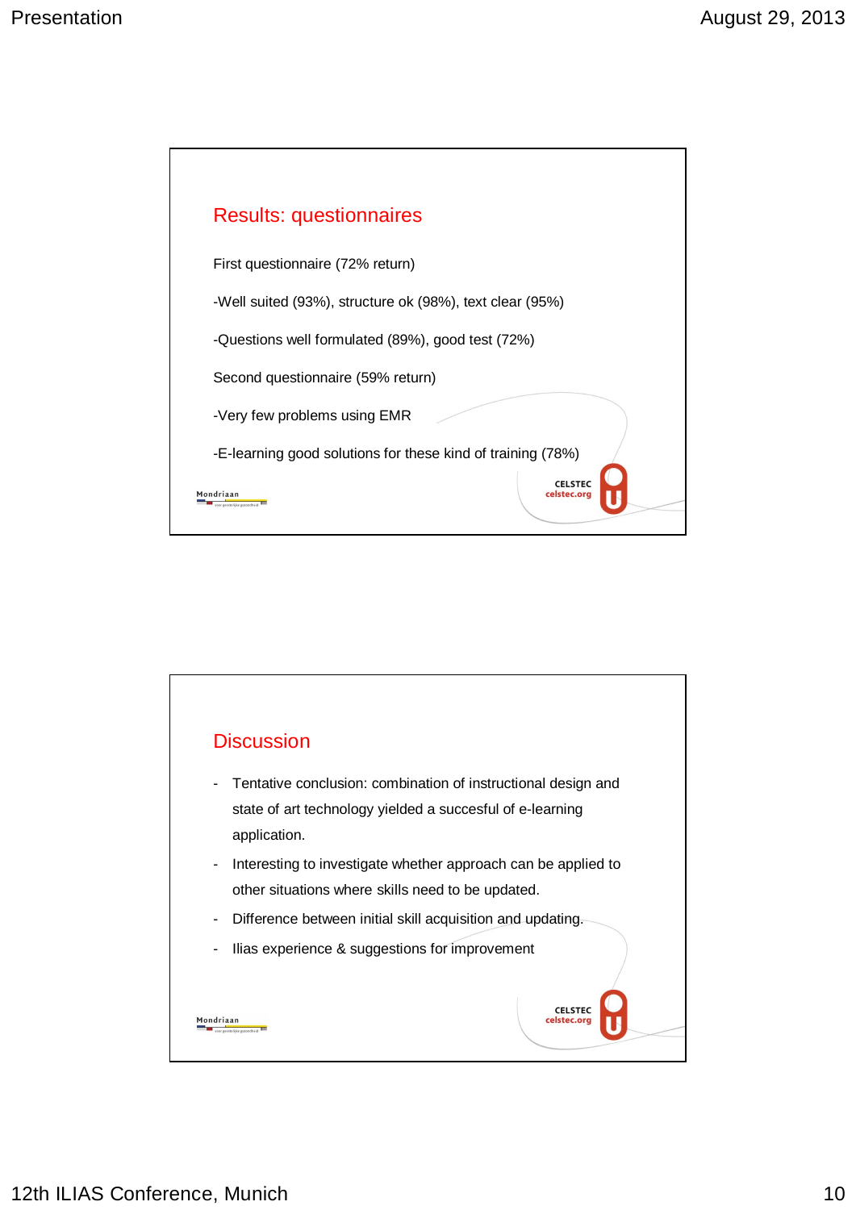## Results: questionnaires

First questionnaire (72% return)

-Well suited (93%), structure ok (98%), text clear (95%)

-Questions well formulated (89%), good test (72%)

Second questionnaire (59% return)

-Very few problems using EMR

-E-learning good solutions for these kind of training (78%)

## Discussion

- Tentative conclusion: combination of instructional design and state of art technology yielded a succesful of e-learning application.
- Interesting to investigate whether approach can be applied to other situations where skills need to be updated.
- Difference between initial skill acquisition and updating.
- Ilias experience & suggestions for improvement